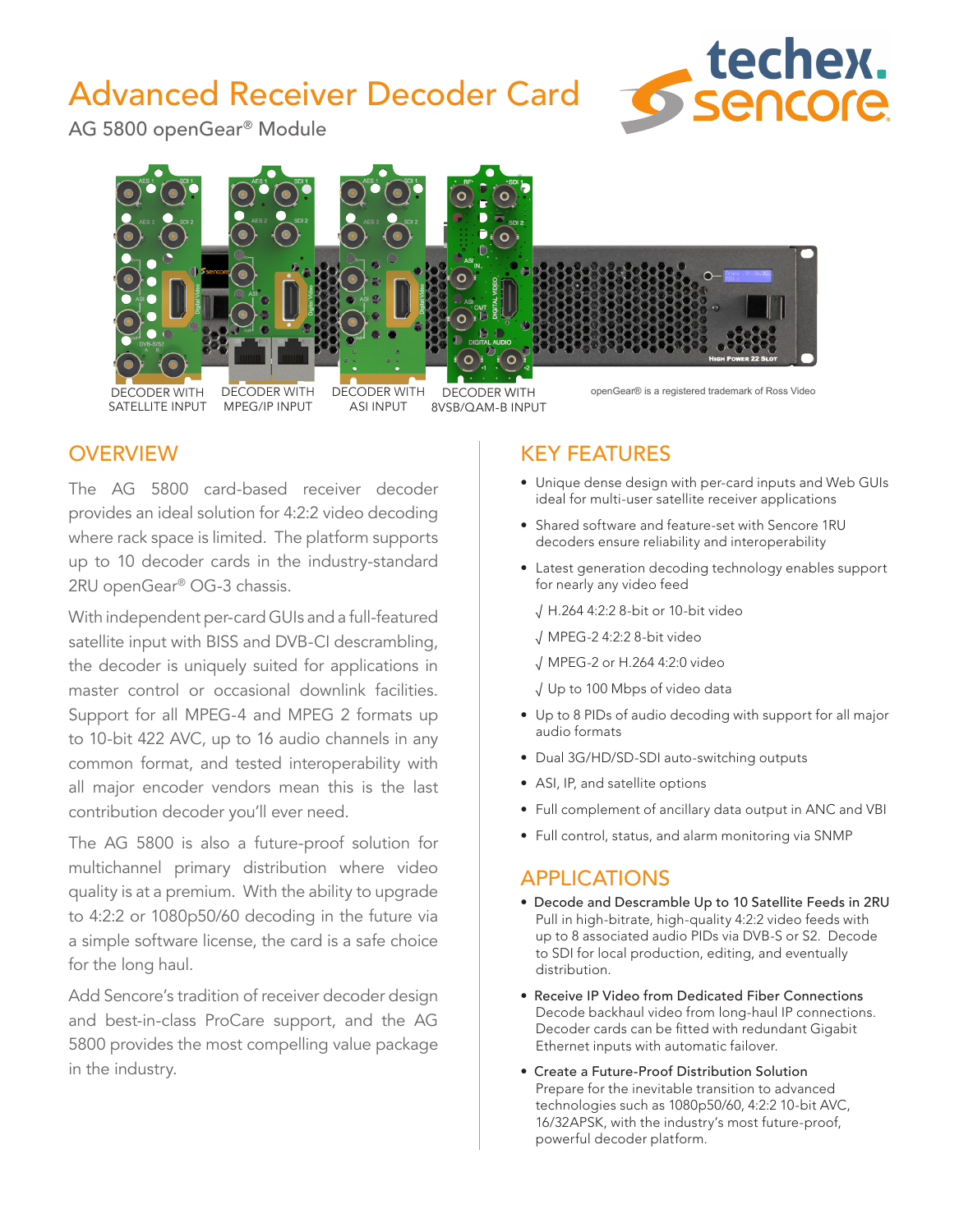# Advanced Receiver Decoder Card

AG 5800 openGear® Module

DECODER WITH SATELLITE INPUT

DECODER WITH MPEG/IP INPUT

DECODER WITH ASI INPUT

DECODER WITH 8VSB/QAM-B INPUT

openGear® is a registered trademark of Ross Video

## OVERVIEW

The AG 5800 card-based receiver decoder provides an ideal solution for 4:2:2 video decoding where rack space is limited. The platform supports up to 10 decoder cards in the industry-standard 2RU openGear® OG-3 chassis.

With independent per-card GUIs and a full-featured satellite input with BISS and DVB-CI descrambling, the decoder is uniquely suited for applications in master control or occasional downlink facilities. Support for all MPEG-4 and MPEG 2 formats up to 10-bit 422 AVC, up to 16 audio channels in any common format, and tested interoperability with all major encoder vendors mean this is the last contribution decoder you'll ever need.

The AG 5800 is also a future-proof solution for multichannel primary distribution where video quality is at a premium. With the ability to upgrade to 4:2:2 or 1080p50/60 decoding in the future via a simple software license, the card is a safe choice for the long haul.

Add Sencore's tradition of receiver decoder design and best-in-class ProCare support, and the AG 5800 provides the most compelling value package in the industry.

## KEY FEATURES

- Unique dense design with per-card inputs and Web GUIs ideal for multi-user satellite receiver applications
- Shared software and feature-set with Sencore 1RU decoders ensure reliability and interoperability
- Latest generation decoding technology enables support for nearly any video feed
  - √ H.264 4:2:2 8-bit or 10-bit video
  - √ MPEG-2 4:2:2 8-bit video
  - √ MPEG-2 or H.264 4:2:0 video
  - √ Up to 100 Mbps of video data
- Up to 8 PIDs of audio decoding with support for all major audio formats
- Dual 3G/HD/SD-SDI auto-switching outputs
- ASI, IP, and satellite options
- Full complement of ancillary data output in ANC and VBI
- Full control, status, and alarm monitoring via SNMP

## APPLICATIONS

- **Decode and Descramble Up to 10 Satellite Feeds in 2RU**
  Pull in high-bitrate, high-quality 4:2:2 video feeds with up to 8 associated audio PIDs via DVB-S or S2. Decode to SDI for local production, editing, and eventually distribution.
- **Receive IP Video from Dedicated Fiber Connections**
  Decode backhaul video from long-haul IP connections. Decoder cards can be fitted with redundant Gigabit Ethernet inputs with automatic failover.
- **Create a Future-Proof Distribution Solution**
  Prepare for the inevitable transition to advanced technologies such as 1080p50/60, 4:2:2 10-bit AVC, 16/32APSK, with the industry's most future-proof, powerful decoder platform.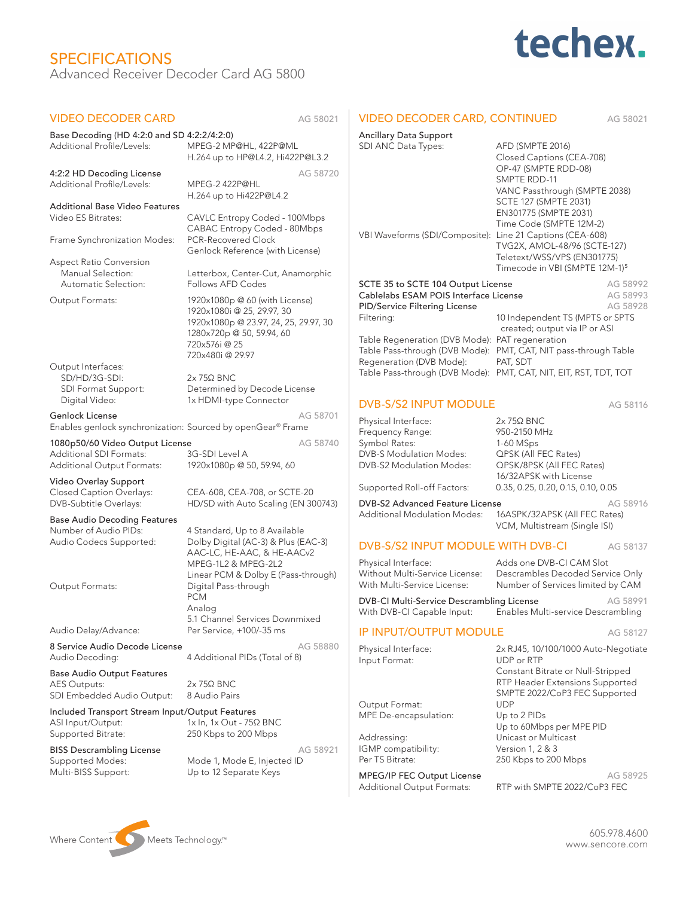# SPECIFICATIONS

Advanced Receiver Decoder Card AG 5800

## VIDEO DECODER CARD — AG 58021

**Base Decoding (HD 4:2:0 and SD 4:2:2/4:2:0)**

| | |
|---|---|
| Additional Profile/Levels: | MPEG-2 MP@HL, 422P@ML<br>H.264 up to HP@L4.2, Hi422P@L3.2 |

**4:2:2 HD Decoding License** — AG 58720

| | |
|---|---|
| Additional Profile/Levels: | MPEG-2 422P@HL<br>H.264 up to Hi422P@L4.2 |

**Additional Base Video Features**

| | |
|---|---|
| Video ES Bitrates: | CAVLC Entropy Coded - 100Mbps<br>CABAC Entropy Coded - 80Mbps |
| Frame Synchronization Modes: | PCR-Recovered Clock<br>Genlock Reference (with License) |
| Aspect Ratio Conversion | |
| Manual Selection: | Letterbox, Center-Cut, Anamorphic |
| Automatic Selection: | Follows AFD Codes |
| Output Formats: | 1920x1080p @ 60 (with License)<br>1920x1080i @ 25, 29.97, 30<br>1920x1080p @ 23.97, 24, 25, 29.97, 30<br>1280x720p @ 50, 59.94, 60<br>720x576i @ 25<br>720x480i @ 29.97 |
| Output Interfaces: | |
| SD/HD/3G-SDI: | 2x 75Ω BNC |
| SDI Format Support: | Determined by Decode License |
| Digital Video: | 1x HDMI-type Connector |

**Genlock License** — AG 58701

Enables genlock synchronization: Sourced by openGear® Frame

**1080p50/60 Video Output License** — AG 58740

| | |
|---|---|
| Additional SDI Formats: | 3G-SDI Level A |
| Additional Output Formats: | 1920x1080p @ 50, 59.94, 60 |

**Video Overlay Support**

| | |
|---|---|
| Closed Caption Overlays: | CEA-608, CEA-708, or SCTE-20 |
| DVB-Subtitle Overlays: | HD/SD with Auto Scaling (EN 300743) |

**Base Audio Decoding Features**

| | |
|---|---|
| Number of Audio PIDs: | 4 Standard, Up to 8 Available |
| Audio Codecs Supported: | Dolby Digital (AC-3) & Plus (EAC-3)<br>AAC-LC, HE-AAC, & HE-AACv2<br>MPEG-1L2 & MPEG-2L2<br>Linear PCM & Dolby E (Pass-through) |
| Output Formats: | Digital Pass-through<br>PCM<br>Analog<br>5.1 Channel Services Downmixed |
| Audio Delay/Advance: | Per Service, +100/-35 ms |

**8 Service Audio Decode License** — AG 58880

| | |
|---|---|
| Audio Decoding: | 4 Additional PIDs (Total of 8) |

**Base Audio Output Features**

| | |
|---|---|
| AES Outputs: | 2x 75Ω BNC |
| SDI Embedded Audio Output: | 8 Audio Pairs |

**Included Transport Stream Input/Output Features**

| | |
|---|---|
| ASI Input/Output: | 1x In, 1x Out - 75Ω BNC |
| Supported Bitrate: | 250 Kbps to 200 Mbps |

**BISS Descrambling License** — AG 58921

| | |
|---|---|
| Supported Modes: | Mode 1, Mode E, Injected ID |
| Multi-BISS Support: | Up to 12 Separate Keys |

## VIDEO DECODER CARD, CONTINUED — AG 58021

**Ancillary Data Support**

| | |
|---|---|
| SDI ANC Data Types: | AFD (SMPTE 2016)<br>Closed Captions (CEA-708)<br>OP-47 (SMPTE RDD-08)<br>SMPTE RDD-11<br>VANC Passthrough (SMPTE 2038)<br>SCTE 127 (SMPTE 2031)<br>EN301775 (SMPTE 2031)<br>Time Code (SMPTE 12M-2) |
| VBI Waveforms (SDI/Composite): | Line 21 Captions (CEA-608)<br>TVG2X, AMOL-48/96 (SCTE-127)<br>Teletext/WSS/VPS (EN301775)<br>Timecode in VBI (SMPTE 12M-1)[5] |

**SCTE 35 to SCTE 104 Output License** — AG 58992

**Cablelabs ESAM POIS Interface License** — AG 58993

**PID/Service Filtering License** — AG 58928

| | |
|---|---|
| Filtering: | 10 Independent TS (MPTS or SPTS created; output via IP or ASI |
| Table Regeneration (DVB Mode): | PAT regeneration |
| Table Pass-through (DVB Mode): | PMT, CAT, NIT pass-through Table |
| Regeneration (DVB Mode): | PAT, SDT |
| Table Pass-through (DVB Mode): | PMT, CAT, NIT, EIT, RST, TDT, TOT |

## DVB-S/S2 INPUT MODULE — AG 58116

| | |
|---|---|
| Physical Interface: | 2x 75Ω BNC |
| Frequency Range: | 950-2150 MHz |
| Symbol Rates: | 1-60 MSps |
| DVB-S Modulation Modes: | QPSK (All FEC Rates) |
| DVB-S2 Modulation Modes: | QPSK/8PSK (All FEC Rates)<br>16/32APSK with License |
| Supported Roll-off Factors: | 0.35, 0.25, 0.20, 0.15, 0.10, 0.05 |

**DVB-S2 Advanced Feature License** — AG 58916

| | |
|---|---|
| Additional Modulation Modes: | 16ASPK/32APSK (All FEC Rates)<br>VCM, Multistream (Single ISI) |

## DVB-S/S2 INPUT MODULE WITH DVB-CI — AG 58137

| | |
|---|---|
| Physical Interface: | Adds one DVB-CI CAM Slot |
| Without Multi-Service License: | Descrambles Decoded Service Only |
| With Multi-Service License: | Number of Services limited by CAM |

**DVB-CI Multi-Service Descrambling License** — AG 58991

| | |
|---|---|
| With DVB-CI Capable Input: | Enables Multi-service Descrambling |

## IP INPUT/OUTPUT MODULE — AG 58127

| | |
|---|---|
| Physical Interface: | 2x RJ45, 10/100/1000 Auto-Negotiate |
| Input Format: | UDP or RTP<br>Constant Bitrate or Null-Stripped<br>RTP Header Extensions Supported<br>SMPTE 2022/CoP3 FEC Supported |
| Output Format: | UDP |
| MPE De-encapsulation: | Up to 2 PIDs<br>Up to 60Mbps per MPE PID |
| Addressing: | Unicast or Multicast |
| IGMP compatibility: | Version 1, 2 & 3 |
| Per TS Bitrate: | 250 Kbps to 200 Mbps |

**MPEG/IP FEC Output License** — AG 58925

| | |
|---|---|
| Additional Output Formats: | RTP with SMPTE 2022/CoP3 FEC |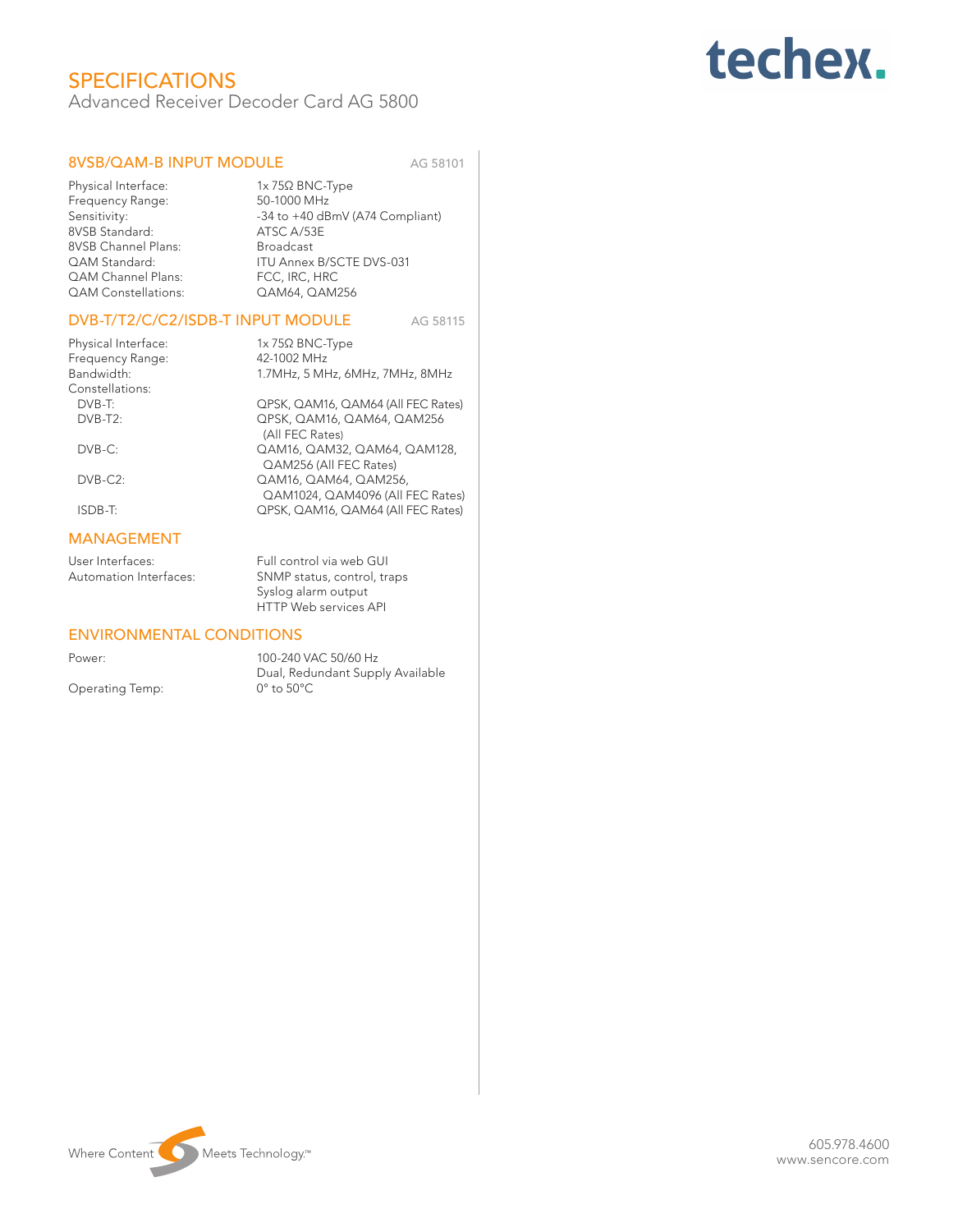# SPECIFICATIONS

Advanced Receiver Decoder Card AG 5800

## 8VSB/QAM-B INPUT MODULE

AG 58101

| | |
|---|---|
| Physical Interface: | 1x 75Ω BNC-Type |
| Frequency Range: | 50-1000 MHz |
| Sensitivity: | -34 to +40 dBmV (A74 Compliant) |
| 8VSB Standard: | ATSC A/53E |
| 8VSB Channel Plans: | Broadcast |
| QAM Standard: | ITU Annex B/SCTE DVS-031 |
| QAM Channel Plans: | FCC, IRC, HRC |
| QAM Constellations: | QAM64, QAM256 |

## DVB-T/T2/C/C2/ISDB-T INPUT MODULE

AG 58115

| | |
|---|---|
| Physical Interface: | 1x 75Ω BNC-Type |
| Frequency Range: | 42-1002 MHz |
| Bandwidth: | 1.7MHz, 5 MHz, 6MHz, 7MHz, 8MHz |
| Constellations: | |
| DVB-T: | QPSK, QAM16, QAM64 (All FEC Rates) |
| DVB-T2: | QPSK, QAM16, QAM64, QAM256 (All FEC Rates) |
| DVB-C: | QAM16, QAM32, QAM64, QAM128, QAM256 (All FEC Rates) |
| DVB-C2: | QAM16, QAM64, QAM256, QAM1024, QAM4096 (All FEC Rates) |
| ISDB-T: | QPSK, QAM16, QAM64 (All FEC Rates) |

## MANAGEMENT

| | |
|---|---|
| User Interfaces: | Full control via web GUI |
| Automation Interfaces: | SNMP status, control, traps<br>Syslog alarm output<br>HTTP Web services API |

## ENVIRONMENTAL CONDITIONS

| | |
|---|---|
| Power: | 100-240 VAC 50/60 Hz<br>Dual, Redundant Supply Available |
| Operating Temp: | 0° to 50°C |

Where Content Meets Technology.™

605.978.4600
www.sencore.com